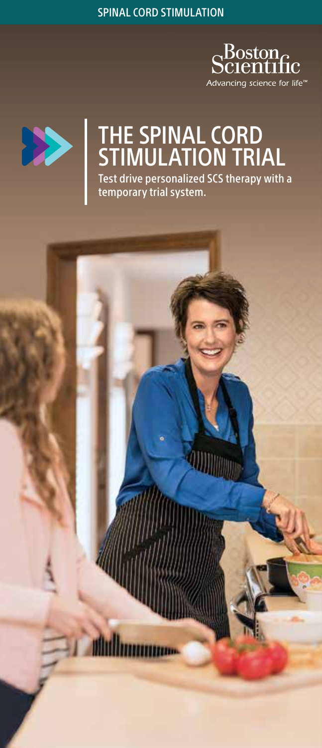SPINAL CORD STIMULATION

Boston Scientific

*Advancing science for life™*

# THE SPINAL CORD STIMULATION TRIAL

**Test drive personalized SCS therapy with a temporary trial system.**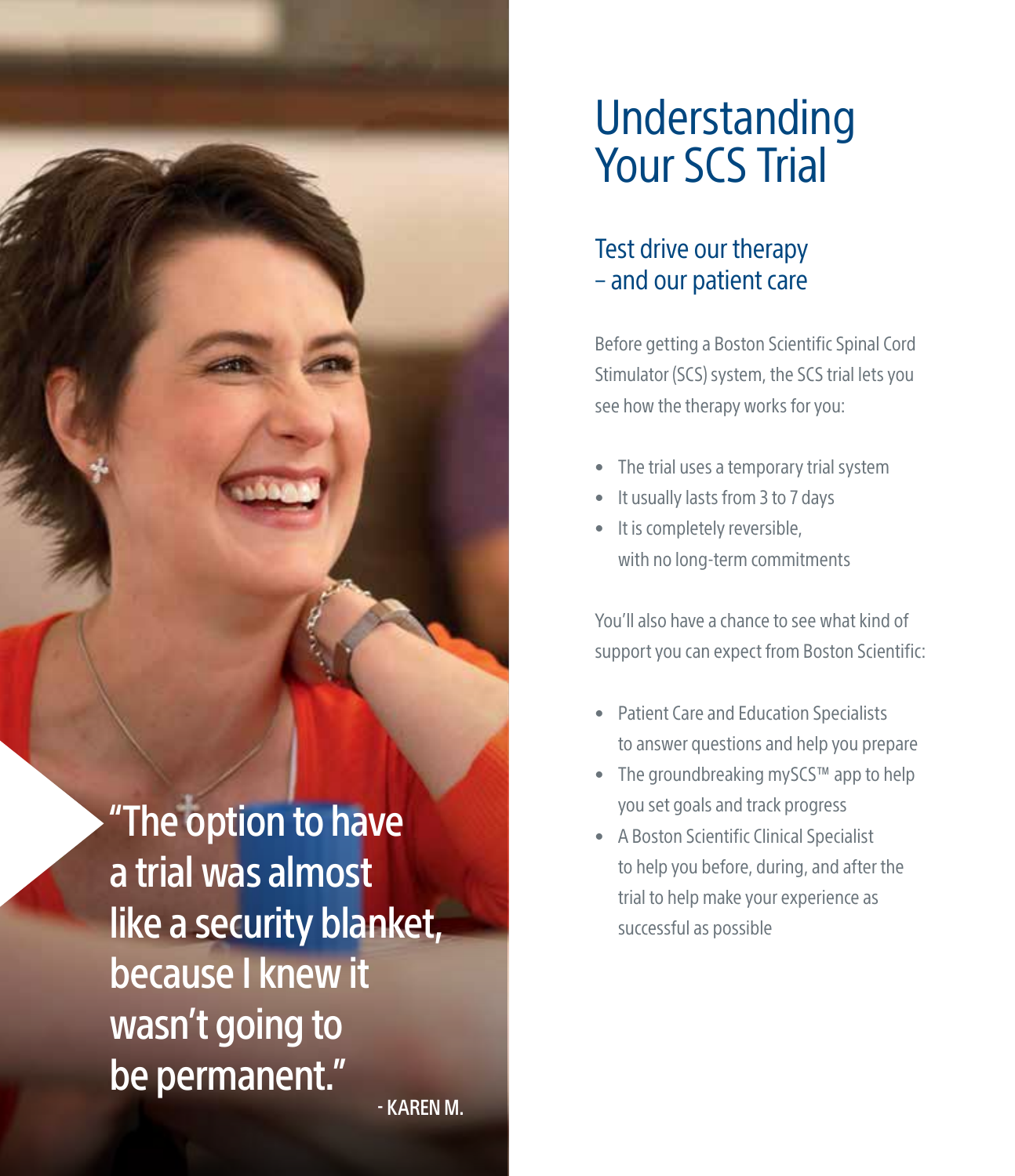> "The option to have a trial was almost like a security blanket, because I knew it wasn't going to be permanent."
>
> \- KAREN M.

# Understanding Your SCS Trial

## Test drive our therapy – and our patient care

Before getting a Boston Scientific Spinal Cord Stimulator (SCS) system, the SCS trial lets you see how the therapy works for you:

- The trial uses a temporary trial system
- It usually lasts from 3 to 7 days
- It is completely reversible, with no long-term commitments

You'll also have a chance to see what kind of support you can expect from Boston Scientific:

- Patient Care and Education Specialists to answer questions and help you prepare
- The groundbreaking mySCS™ app to help you set goals and track progress
- A Boston Scientific Clinical Specialist to help you before, during, and after the trial to help make your experience as successful as possible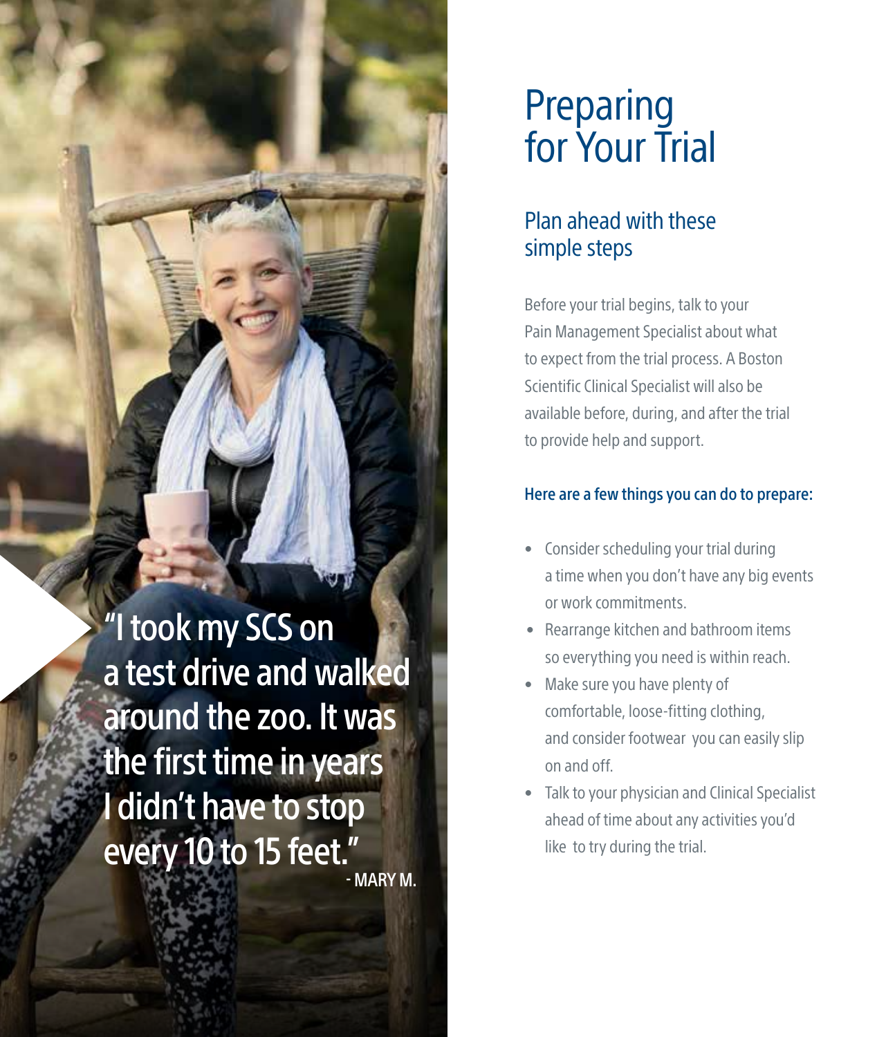> "I took my SCS on a test drive and walked around the zoo. It was the first time in years I didn't have to stop every 10 to 15 feet."
>
> - MARY M.

# Preparing for Your Trial

## Plan ahead with these simple steps

Before your trial begins, talk to your Pain Management Specialist about what to expect from the trial process. A Boston Scientific Clinical Specialist will also be available before, during, and after the trial to provide help and support.

### Here are a few things you can do to prepare:

- Consider scheduling your trial during a time when you don't have any big events or work commitments.
- Rearrange kitchen and bathroom items so everything you need is within reach.
- Make sure you have plenty of comfortable, loose-fitting clothing, and consider footwear you can easily slip on and off.
- Talk to your physician and Clinical Specialist ahead of time about any activities you'd like to try during the trial.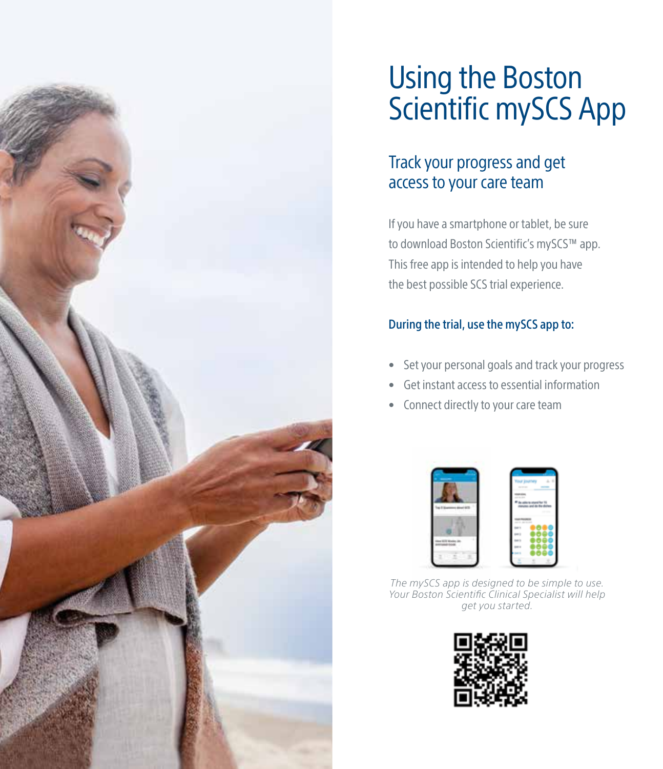# Using the Boston Scientific mySCS App

## Track your progress and get access to your care team

If you have a smartphone or tablet, be sure to download Boston Scientific's mySCS™ app. This free app is intended to help you have the best possible SCS trial experience.

### During the trial, use the mySCS app to:

- Set your personal goals and track your progress
- Get instant access to essential information
- Connect directly to your care team

*The mySCS app is designed to be simple to use. Your Boston Scientific Clinical Specialist will help get you started.*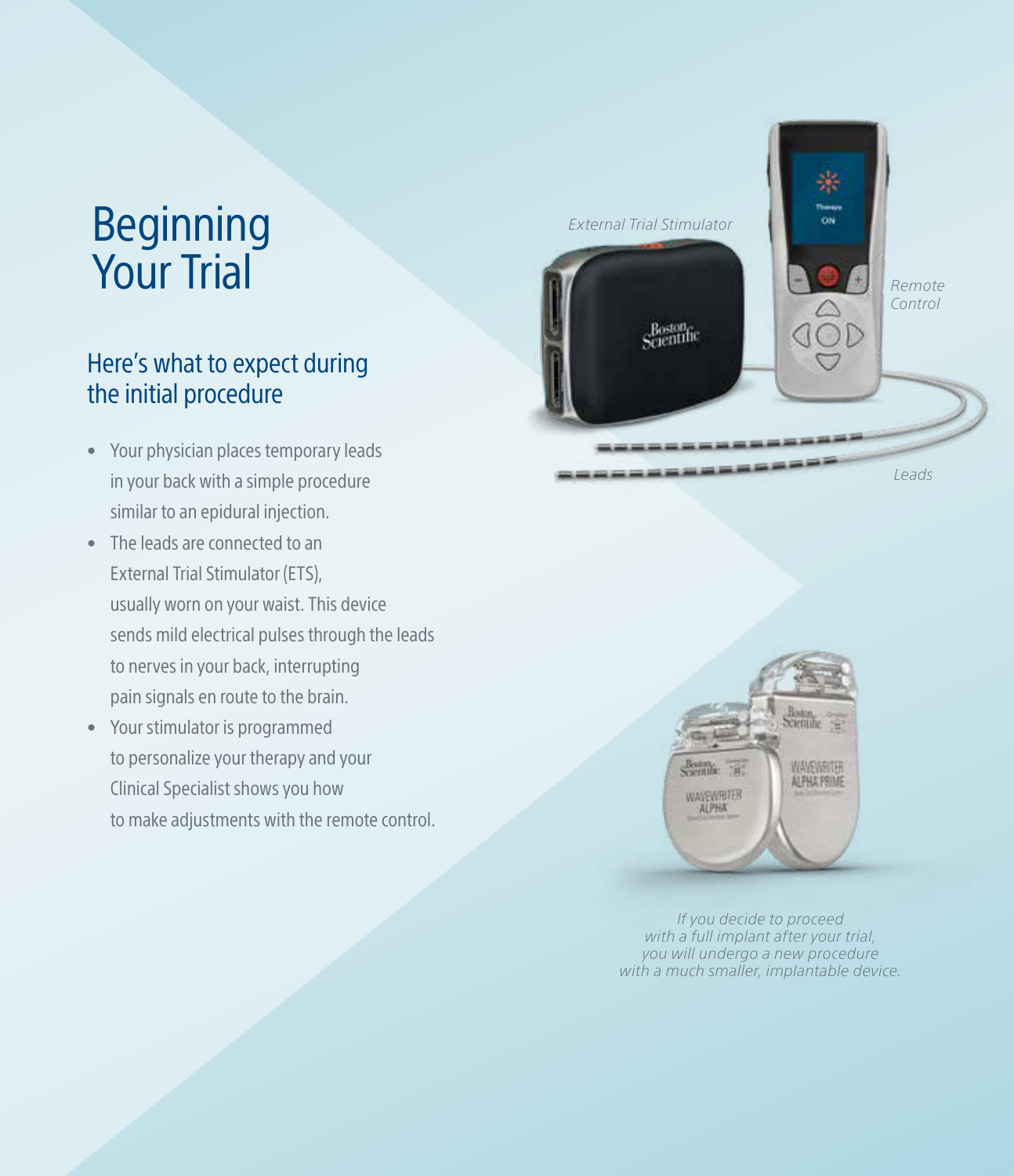# Beginning Your Trial

## Here's what to expect during the initial procedure

- Your physician places temporary leads in your back with a simple procedure similar to an epidural injection.
- The leads are connected to an External Trial Stimulator (ETS), usually worn on your waist. This device sends mild electrical pulses through the leads to nerves in your back, interrupting pain signals en route to the brain.
- Your stimulator is programmed to personalize your therapy and your Clinical Specialist shows you how to make adjustments with the remote control.

*External Trial Stimulator*

*Remote Control*

*Leads*

*If you decide to proceed with a full implant after your trial, you will undergo a new procedure with a much smaller, implantable device.*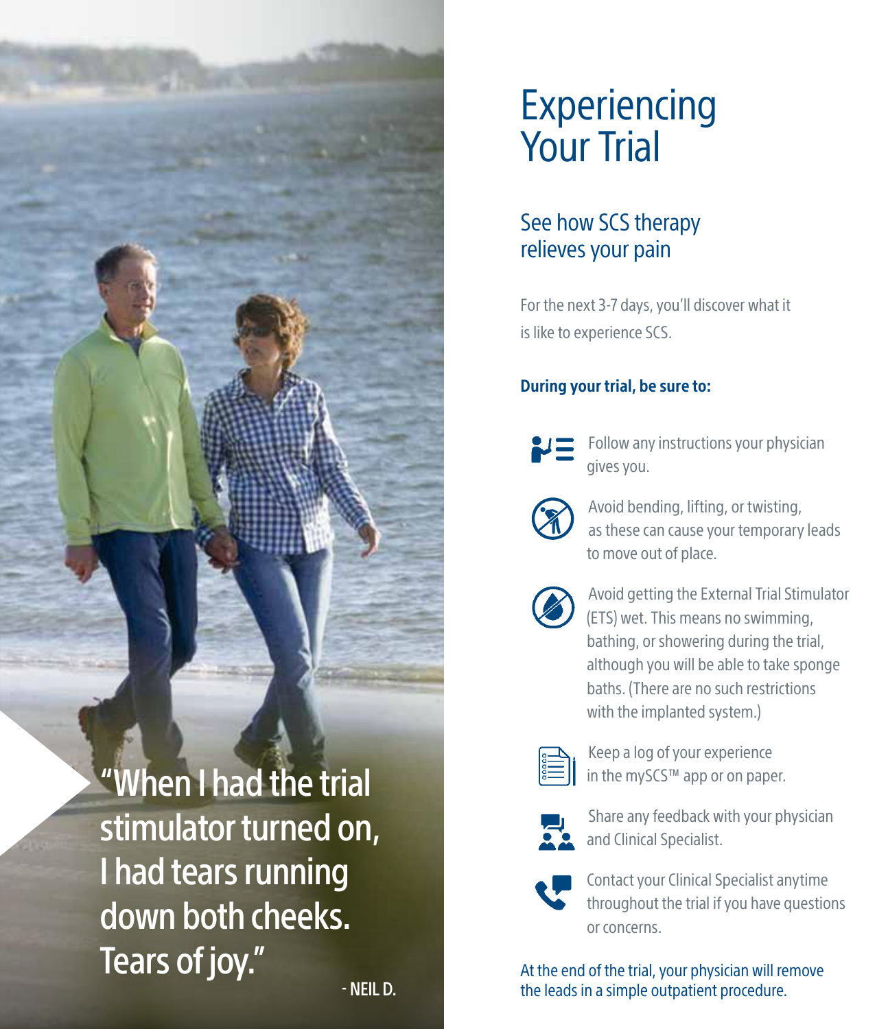> "When I had the trial stimulator turned on, I had tears running down both cheeks. Tears of joy."
>
> - NEIL D.

# Experiencing Your Trial

## See how SCS therapy relieves your pain

For the next 3-7 days, you'll discover what it is like to experience SCS.

**During your trial, be sure to:**

- Follow any instructions your physician gives you.
- Avoid bending, lifting, or twisting, as these can cause your temporary leads to move out of place.
- Avoid getting the External Trial Stimulator (ETS) wet. This means no swimming, bathing, or showering during the trial, although you will be able to take sponge baths. (There are no such restrictions with the implanted system.)
- Keep a log of your experience in the mySCS™ app or on paper.
- Share any feedback with your physician and Clinical Specialist.
- Contact your Clinical Specialist anytime throughout the trial if you have questions or concerns.

At the end of the trial, your physician will remove the leads in a simple outpatient procedure.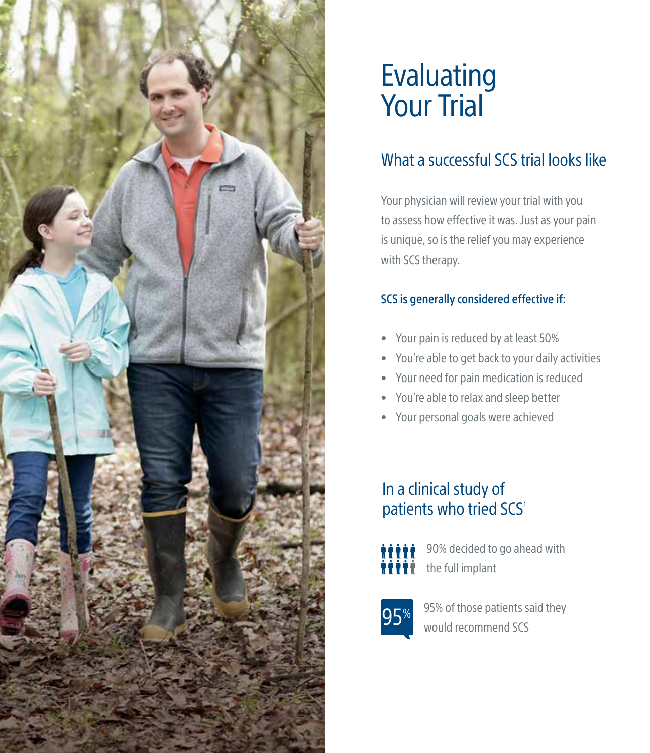# Evaluating Your Trial

## What a successful SCS trial looks like

Your physician will review your trial with you to assess how effective it was. Just as your pain is unique, so is the relief you may experience with SCS therapy.

**SCS is generally considered effective if:**

- Your pain is reduced by at least 50%
- You're able to get back to your daily activities
- Your need for pain medication is reduced
- You're able to relax and sleep better
- Your personal goals were achieved

## In a clinical study of patients who tried SCS[1]

90% decided to go ahead with the full implant

95%

95% of those patients said they would recommend SCS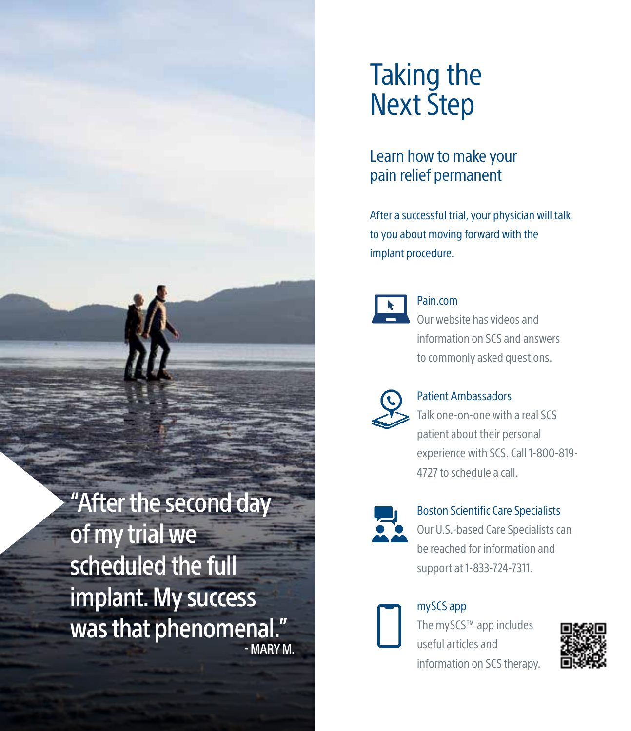"After the second day of my trial we scheduled the full implant. My success was that phenomenal."
- MARY M.

# Taking the Next Step

## Learn how to make your pain relief permanent

After a successful trial, your physician will talk to you about moving forward with the implant procedure.

### Pain.com

Our website has videos and information on SCS and answers to commonly asked questions.

### Patient Ambassadors

Talk one-on-one with a real SCS patient about their personal experience with SCS. Call 1-800-819-4727 to schedule a call.

### Boston Scientific Care Specialists

Our U.S.-based Care Specialists can be reached for information and support at 1-833-724-7311.

### mySCS app

The mySCS™ app includes useful articles and information on SCS therapy.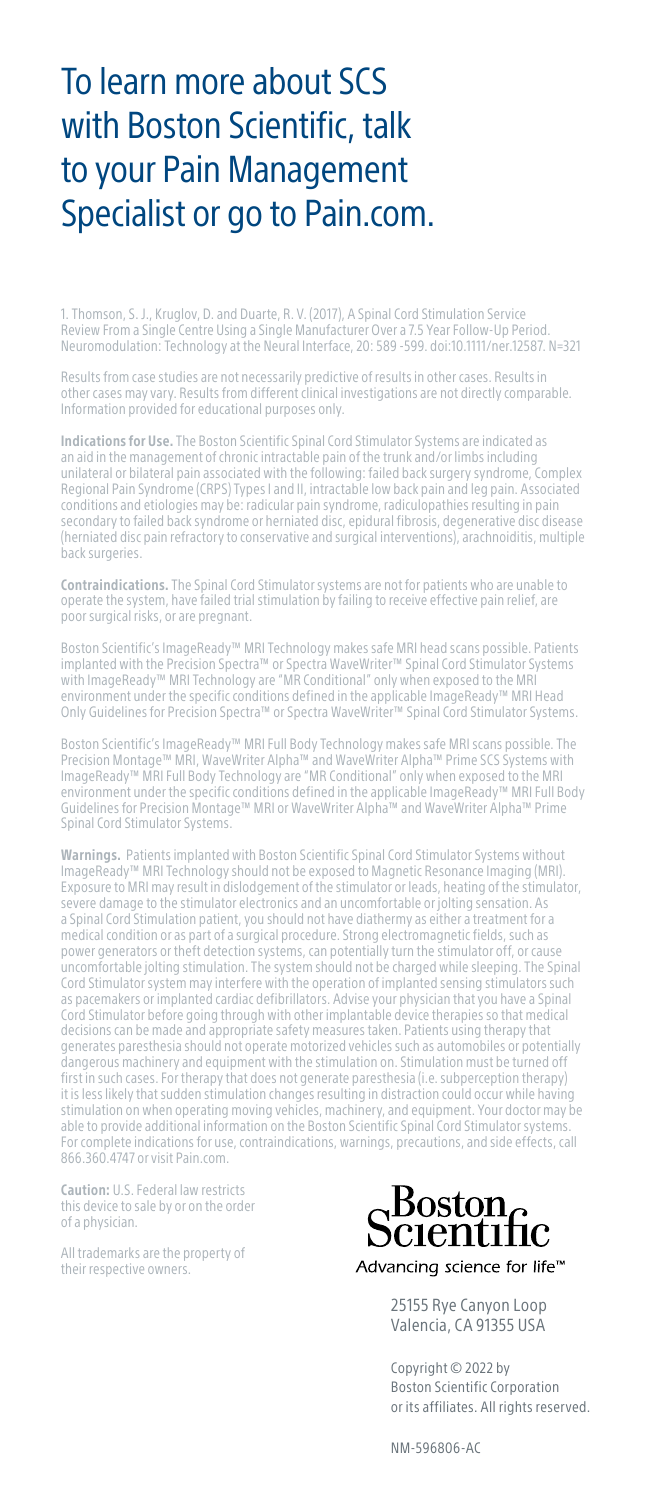# To learn more about SCS with Boston Scientific, talk to your Pain Management Specialist or go to Pain.com.

1. Thomson, S. J., Kruglov, D. and Duarte, R. V. (2017), A Spinal Cord Stimulation Service Review From a Single Centre Using a Single Manufacturer Over a 7.5 Year Follow-Up Period. Neuromodulation: Technology at the Neural Interface, 20: 589 -599. doi:10.1111/ner.12587. N=321

Results from case studies are not necessarily predictive of results in other cases. Results in other cases may vary. Results from different clinical investigations are not directly comparable. Information provided for educational purposes only.

**Indications for Use.** The Boston Scientific Spinal Cord Stimulator Systems are indicated as an aid in the management of chronic intractable pain of the trunk and/or limbs including unilateral or bilateral pain associated with the following: failed back surgery syndrome, Complex Regional Pain Syndrome (CRPS) Types I and II, intractable low back pain and leg pain. Associated conditions and etiologies may be: radicular pain syndrome, radiculopathies resulting in pain secondary to failed back syndrome or herniated disc, epidural fibrosis, degenerative disc disease (herniated disc pain refractory to conservative and surgical interventions), arachnoiditis, multiple back surgeries.

**Contraindications.** The Spinal Cord Stimulator systems are not for patients who are unable to operate the system, have failed trial stimulation by failing to receive effective pain relief, are poor surgical risks, or are pregnant.

Boston Scientific's ImageReady™ MRI Technology makes safe MRI head scans possible. Patients implanted with the Precision Spectra™ or Spectra WaveWriter™ Spinal Cord Stimulator Systems with ImageReady™ MRI Technology are "MR Conditional" only when exposed to the MRI environment under the specific conditions defined in the applicable ImageReady™ MRI Head Only Guidelines for Precision Spectra™ or Spectra WaveWriter™ Spinal Cord Stimulator Systems.

Boston Scientific's ImageReady™ MRI Full Body Technology makes safe MRI scans possible. The Precision Montage™ MRI, WaveWriter Alpha™ and WaveWriter Alpha™ Prime SCS Systems with ImageReady™ MRI Full Body Technology are "MR Conditional" only when exposed to the MRI environment under the specific conditions defined in the applicable ImageReady™ MRI Full Body Guidelines for Precision Montage™ MRI or WaveWriter Alpha™ and WaveWriter Alpha™ Prime Spinal Cord Stimulator Systems.

**Warnings.** Patients implanted with Boston Scientific Spinal Cord Stimulator Systems without ImageReady™ MRI Technology should not be exposed to Magnetic Resonance Imaging (MRI). Exposure to MRI may result in dislodgement of the stimulator or leads, heating of the stimulator, severe damage to the stimulator electronics and an uncomfortable or jolting sensation. As a Spinal Cord Stimulation patient, you should not have diathermy as either a treatment for a medical condition or as part of a surgical procedure. Strong electromagnetic fields, such as power generators or theft detection systems, can potentially turn the stimulator off, or cause uncomfortable jolting stimulation. The system should not be charged while sleeping. The Spinal Cord Stimulator system may interfere with the operation of implanted sensing stimulators such as pacemakers or implanted cardiac defibrillators. Advise your physician that you have a Spinal Cord Stimulator before going through with other implantable device therapies so that medical decisions can be made and appropriate safety measures taken. Patients using therapy that generates paresthesia should not operate motorized vehicles such as automobiles or potentially dangerous machinery and equipment with the stimulation on. Stimulation must be turned off first in such cases. For therapy that does not generate paresthesia (i.e. subperception therapy) it is less likely that sudden stimulation changes resulting in distraction could occur while having stimulation on when operating moving vehicles, machinery, and equipment. Your doctor may be able to provide additional information on the Boston Scientific Spinal Cord Stimulator systems. For complete indications for use, contraindications, warnings, precautions, and side effects, call 866.360.4747 or visit Pain.com.

**Caution:** U.S. Federal law restricts this device to sale by or on the order of a physician.

All trademarks are the property of their respective owners.

Boston Scientific

Advancing science for life™

25155 Rye Canyon Loop
Valencia, CA 91355 USA

Copyright © 2022 by
Boston Scientific Corporation
or its affiliates. All rights reserved.

NM-596806-AC